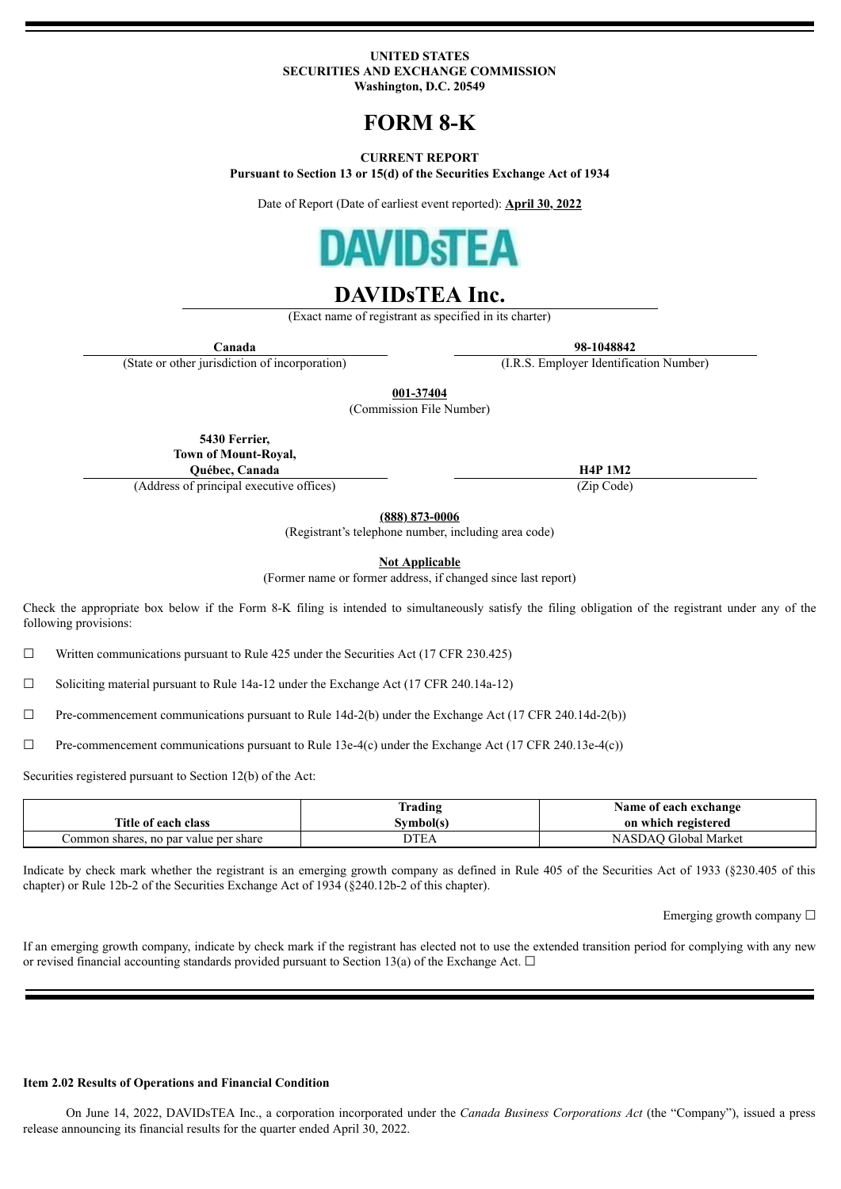**UNITED STATES**
**SECURITIES AND EXCHANGE COMMISSION**
**Washington, D.C. 20549**

# FORM 8-K

**CURRENT REPORT**
**Pursuant to Section 13 or 15(d) of the Securities Exchange Act of 1934**

Date of Report (Date of earliest event reported): **April 30, 2022**

DAVIDsTEA

## DAVIDsTEA Inc.

(Exact name of registrant as specified in its charter)

| **Canada** | **98-1048842** |
|---|---|
| (State or other jurisdiction of incorporation) | (I.R.S. Employer Identification Number) |

**001-37404**
(Commission File Number)

| **5430 Ferrier, Town of Mount-Royal, Québec, Canada** | **H4P 1M2** |
|---|---|
| (Address of principal executive offices) | (Zip Code) |

**(888) 873-0006**
(Registrant's telephone number, including area code)

**Not Applicable**
(Former name or former address, if changed since last report)

Check the appropriate box below if the Form 8-K filing is intended to simultaneously satisfy the filing obligation of the registrant under any of the following provisions:

☐ Written communications pursuant to Rule 425 under the Securities Act (17 CFR 230.425)

☐ Soliciting material pursuant to Rule 14a-12 under the Exchange Act (17 CFR 240.14a-12)

☐ Pre-commencement communications pursuant to Rule 14d-2(b) under the Exchange Act (17 CFR 240.14d-2(b))

☐ Pre-commencement communications pursuant to Rule 13e-4(c) under the Exchange Act (17 CFR 240.13e-4(c))

Securities registered pursuant to Section 12(b) of the Act:

| Title of each class | Trading Symbol(s) | Name of each exchange on which registered |
|---|---|---|
| Common shares, no par value per share | DTEA | NASDAQ Global Market |

Indicate by check mark whether the registrant is an emerging growth company as defined in Rule 405 of the Securities Act of 1933 (§230.405 of this chapter) or Rule 12b-2 of the Securities Exchange Act of 1934 (§240.12b-2 of this chapter).

Emerging growth company ☐

If an emerging growth company, indicate by check mark if the registrant has elected not to use the extended transition period for complying with any new or revised financial accounting standards provided pursuant to Section 13(a) of the Exchange Act. ☐

**Item 2.02 Results of Operations and Financial Condition**

On June 14, 2022, DAVIDsTEA Inc., a corporation incorporated under the *Canada Business Corporations Act* (the "Company"), issued a press release announcing its financial results for the quarter ended April 30, 2022.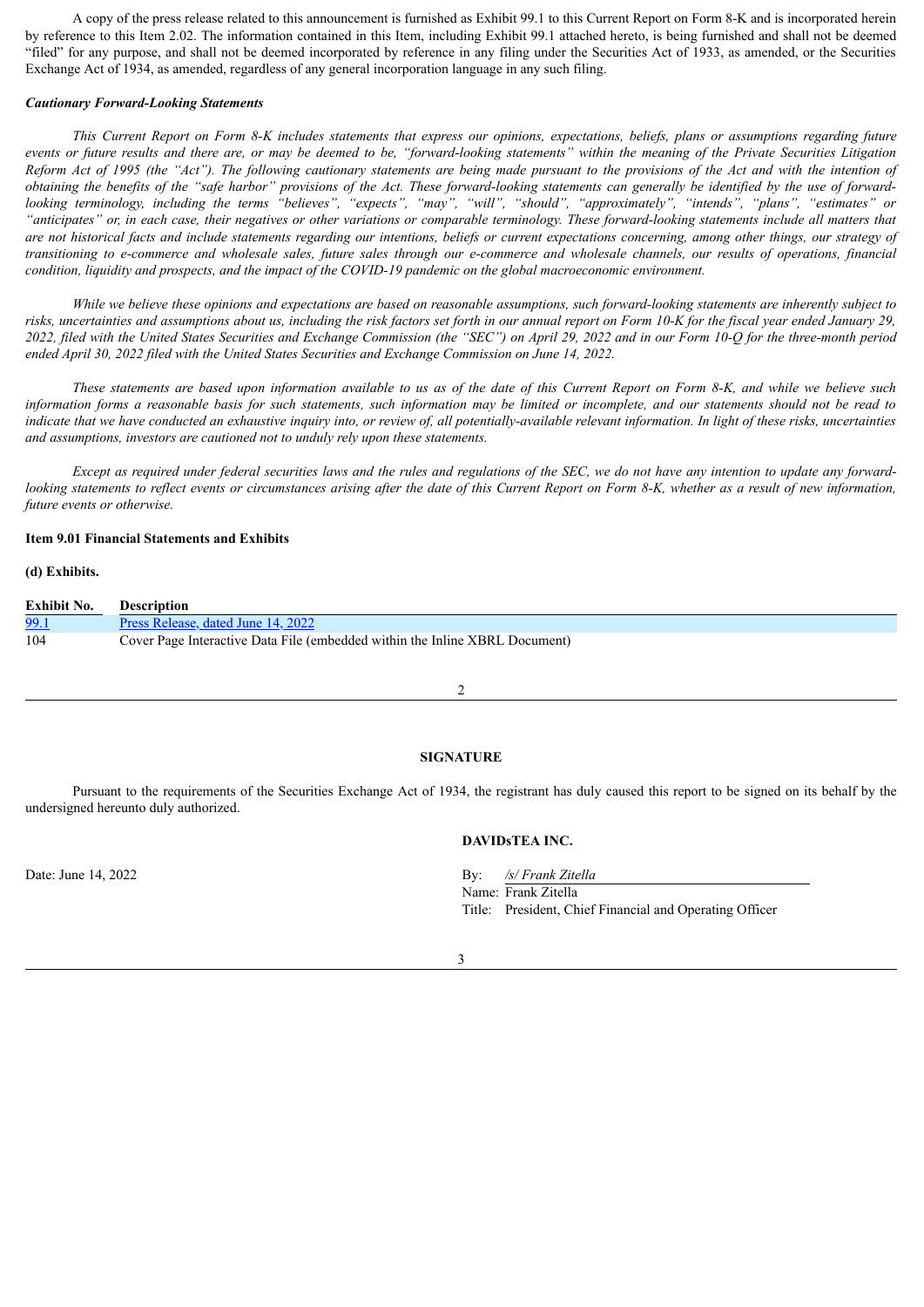A copy of the press release related to this announcement is furnished as Exhibit 99.1 to this Current Report on Form 8-K and is incorporated herein by reference to this Item 2.02. The information contained in this Item, including Exhibit 99.1 attached hereto, is being furnished and shall not be deemed "filed" for any purpose, and shall not be deemed incorporated by reference in any filing under the Securities Act of 1933, as amended, or the Securities Exchange Act of 1934, as amended, regardless of any general incorporation language in any such filing.

***Cautionary Forward-Looking Statements***

*This Current Report on Form 8-K includes statements that express our opinions, expectations, beliefs, plans or assumptions regarding future events or future results and there are, or may be deemed to be, "forward-looking statements" within the meaning of the Private Securities Litigation Reform Act of 1995 (the "Act"). The following cautionary statements are being made pursuant to the provisions of the Act and with the intention of obtaining the benefits of the "safe harbor" provisions of the Act. These forward-looking statements can generally be identified by the use of forward-looking terminology, including the terms "believes", "expects", "may", "will", "should", "approximately", "intends", "plans", "estimates" or "anticipates" or, in each case, their negatives or other variations or comparable terminology. These forward-looking statements include all matters that are not historical facts and include statements regarding our intentions, beliefs or current expectations concerning, among other things, our strategy of transitioning to e-commerce and wholesale sales, future sales through our e-commerce and wholesale channels, our results of operations, financial condition, liquidity and prospects, and the impact of the COVID-19 pandemic on the global macroeconomic environment.*

*While we believe these opinions and expectations are based on reasonable assumptions, such forward-looking statements are inherently subject to risks, uncertainties and assumptions about us, including the risk factors set forth in our annual report on Form 10-K for the fiscal year ended January 29, 2022, filed with the United States Securities and Exchange Commission (the "SEC") on April 29, 2022 and in our Form 10-Q for the three-month period ended April 30, 2022 filed with the United States Securities and Exchange Commission on June 14, 2022.*

*These statements are based upon information available to us as of the date of this Current Report on Form 8-K, and while we believe such information forms a reasonable basis for such statements, such information may be limited or incomplete, and our statements should not be read to indicate that we have conducted an exhaustive inquiry into, or review of, all potentially-available relevant information. In light of these risks, uncertainties and assumptions, investors are cautioned not to unduly rely upon these statements.*

*Except as required under federal securities laws and the rules and regulations of the SEC, we do not have any intention to update any forward-looking statements to reflect events or circumstances arising after the date of this Current Report on Form 8-K, whether as a result of new information, future events or otherwise.*

**Item 9.01 Financial Statements and Exhibits**

**(d) Exhibits.**

| Exhibit No. | Description |
|---|---|
| 99.1 | Press Release, dated June 14, 2022 |
| 104 | Cover Page Interactive Data File (embedded within the Inline XBRL Document) |

**SIGNATURE**

Pursuant to the requirements of the Securities Exchange Act of 1934, the registrant has duly caused this report to be signed on its behalf by the undersigned hereunto duly authorized.

**DAVIDsTEA INC.**

Date: June 14, 2022

By: */s/ Frank Zitella*
Name: Frank Zitella
Title: President, Chief Financial and Operating Officer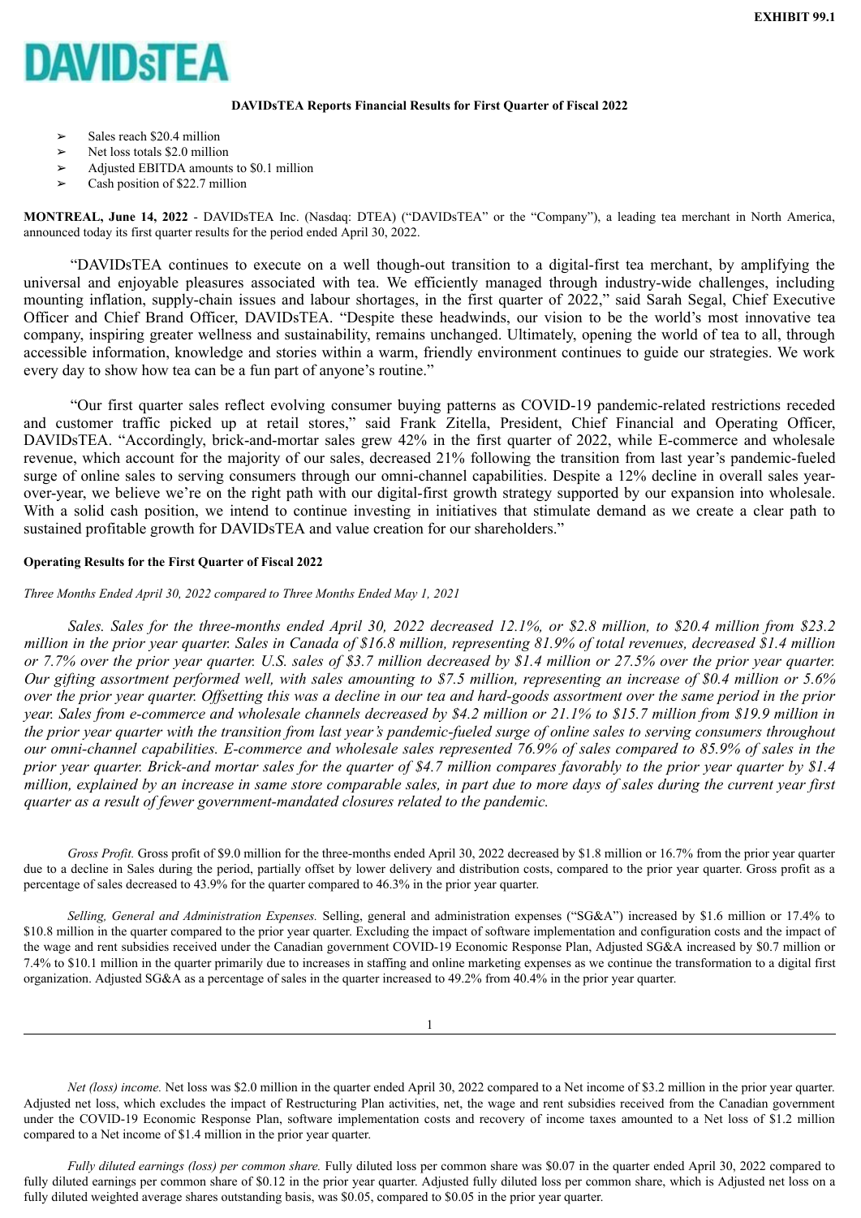**EXHIBIT 99.1**

DAVIDsTEA

**DAVIDsTEA Reports Financial Results for First Quarter of Fiscal 2022**

- ➢ Sales reach $20.4 million
- ➢ Net loss totals $2.0 million
- ➢ Adjusted EBITDA amounts to $0.1 million
- ➢ Cash position of $22.7 million

**MONTREAL, June 14, 2022** - DAVIDsTEA Inc. (Nasdaq: DTEA) ("DAVIDsTEA" or the "Company"), a leading tea merchant in North America, announced today its first quarter results for the period ended April 30, 2022.

"DAVIDsTEA continues to execute on a well though-out transition to a digital-first tea merchant, by amplifying the universal and enjoyable pleasures associated with tea. We efficiently managed through industry-wide challenges, including mounting inflation, supply-chain issues and labour shortages, in the first quarter of 2022," said Sarah Segal, Chief Executive Officer and Chief Brand Officer, DAVIDsTEA. "Despite these headwinds, our vision to be the world's most innovative tea company, inspiring greater wellness and sustainability, remains unchanged. Ultimately, opening the world of tea to all, through accessible information, knowledge and stories within a warm, friendly environment continues to guide our strategies. We work every day to show how tea can be a fun part of anyone's routine."

"Our first quarter sales reflect evolving consumer buying patterns as COVID-19 pandemic-related restrictions receded and customer traffic picked up at retail stores," said Frank Zitella, President, Chief Financial and Operating Officer, DAVIDsTEA. "Accordingly, brick-and-mortar sales grew 42% in the first quarter of 2022, while E-commerce and wholesale revenue, which account for the majority of our sales, decreased 21% following the transition from last year's pandemic-fueled surge of online sales to serving consumers through our omni-channel capabilities. Despite a 12% decline in overall sales year-over-year, we believe we're on the right path with our digital-first growth strategy supported by our expansion into wholesale. With a solid cash position, we intend to continue investing in initiatives that stimulate demand as we create a clear path to sustained profitable growth for DAVIDsTEA and value creation for our shareholders."

**Operating Results for the First Quarter of Fiscal 2022**

*Three Months Ended April 30, 2022 compared to Three Months Ended May 1, 2021*

*Sales. Sales for the three-months ended April 30, 2022 decreased 12.1%, or $2.8 million, to $20.4 million from $23.2 million in the prior year quarter. Sales in Canada of $16.8 million, representing 81.9% of total revenues, decreased $1.4 million or 7.7% over the prior year quarter. U.S. sales of $3.7 million decreased by $1.4 million or 27.5% over the prior year quarter. Our gifting assortment performed well, with sales amounting to $7.5 million, representing an increase of $0.4 million or 5.6% over the prior year quarter. Offsetting this was a decline in our tea and hard-goods assortment over the same period in the prior year. Sales from e-commerce and wholesale channels decreased by $4.2 million or 21.1% to $15.7 million from $19.9 million in the prior year quarter with the transition from last year's pandemic-fueled surge of online sales to serving consumers throughout our omni-channel capabilities. E-commerce and wholesale sales represented 76.9% of sales compared to 85.9% of sales in the prior year quarter. Brick-and mortar sales for the quarter of $4.7 million compares favorably to the prior year quarter by $1.4 million, explained by an increase in same store comparable sales, in part due to more days of sales during the current year first quarter as a result of fewer government-mandated closures related to the pandemic.*

*Gross Profit.* Gross profit of $9.0 million for the three-months ended April 30, 2022 decreased by $1.8 million or 16.7% from the prior year quarter due to a decline in Sales during the period, partially offset by lower delivery and distribution costs, compared to the prior year quarter. Gross profit as a percentage of sales decreased to 43.9% for the quarter compared to 46.3% in the prior year quarter.

*Selling, General and Administration Expenses.* Selling, general and administration expenses ("SG&A") increased by $1.6 million or 17.4% to $10.8 million in the quarter compared to the prior year quarter. Excluding the impact of software implementation and configuration costs and the impact of the wage and rent subsidies received under the Canadian government COVID-19 Economic Response Plan, Adjusted SG&A increased by $0.7 million or 7.4% to $10.1 million in the quarter primarily due to increases in staffing and online marketing expenses as we continue the transformation to a digital first organization. Adjusted SG&A as a percentage of sales in the quarter increased to 49.2% from 40.4% in the prior year quarter.

*Net (loss) income.* Net loss was $2.0 million in the quarter ended April 30, 2022 compared to a Net income of $3.2 million in the prior year quarter. Adjusted net loss, which excludes the impact of Restructuring Plan activities, net, the wage and rent subsidies received from the Canadian government under the COVID-19 Economic Response Plan, software implementation costs and recovery of income taxes amounted to a Net loss of $1.2 million compared to a Net income of $1.4 million in the prior year quarter.

*Fully diluted earnings (loss) per common share.* Fully diluted loss per common share was $0.07 in the quarter ended April 30, 2022 compared to fully diluted earnings per common share of $0.12 in the prior year quarter. Adjusted fully diluted loss per common share, which is Adjusted net loss on a fully diluted weighted average shares outstanding basis, was $0.05, compared to $0.05 in the prior year quarter.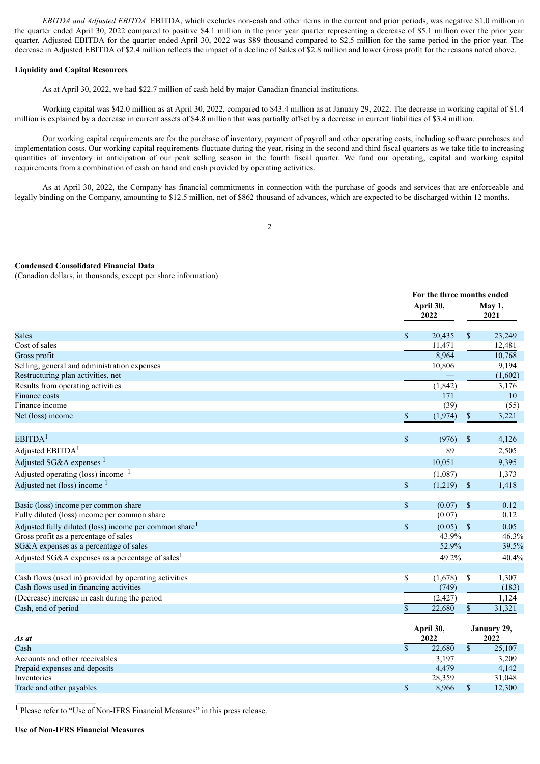*EBITDA and Adjusted EBITDA.* EBITDA, which excludes non-cash and other items in the current and prior periods, was negative \$1.0 million in the quarter ended April 30, 2022 compared to positive \$4.1 million in the prior year quarter representing a decrease of \$5.1 million over the prior year quarter. Adjusted EBITDA for the quarter ended April 30, 2022 was \$89 thousand compared to \$2.5 million for the same period in the prior year. The decrease in Adjusted EBITDA of \$2.4 million reflects the impact of a decline of Sales of \$2.8 million and lower Gross profit for the reasons noted above.

**Liquidity and Capital Resources**

As at April 30, 2022, we had \$22.7 million of cash held by major Canadian financial institutions.

Working capital was \$42.0 million as at April 30, 2022, compared to \$43.4 million as at January 29, 2022. The decrease in working capital of \$1.4 million is explained by a decrease in current assets of \$4.8 million that was partially offset by a decrease in current liabilities of \$3.4 million.

Our working capital requirements are for the purchase of inventory, payment of payroll and other operating costs, including software purchases and implementation costs. Our working capital requirements fluctuate during the year, rising in the second and third fiscal quarters as we take title to increasing quantities of inventory in anticipation of our peak selling season in the fourth fiscal quarter. We fund our operating, capital and working capital requirements from a combination of cash on hand and cash provided by operating activities.

As at April 30, 2022, the Company has financial commitments in connection with the purchase of goods and services that are enforceable and legally binding on the Company, amounting to \$12.5 million, net of \$862 thousand of advances, which are expected to be discharged within 12 months.

**Condensed Consolidated Financial Data**

(Canadian dollars, in thousands, except per share information)

| | For the three months ended | |
|---|---|---|
| | April 30, 2022 | May 1, 2021 |
| Sales | \$ 20,435 | \$ 23,249 |
| Cost of sales | 11,471 | 12,481 |
| Gross profit | 8,964 | 10,768 |
| Selling, general and administration expenses | 10,806 | 9,194 |
| Restructuring plan activities, net | — | (1,602) |
| Results from operating activities | (1,842) | 3,176 |
| Finance costs | 171 | 10 |
| Finance income | (39) | (55) |
| Net (loss) income | \$ (1,974) | \$ 3,221 |
| | | |
| EBITDA[1] | \$ (976) | \$ 4,126 |
| Adjusted EBITDA[1] | 89 | 2,505 |
| Adjusted SG&A expenses [1] | 10,051 | 9,395 |
| Adjusted operating (loss) income [1] | (1,087) | 1,373 |
| Adjusted net (loss) income [1] | \$ (1,219) | \$ 1,418 |
| | | |
| Basic (loss) income per common share | \$ (0.07) | \$ 0.12 |
| Fully diluted (loss) income per common share | (0.07) | 0.12 |
| Adjusted fully diluted (loss) income per common share[1] | \$ (0.05) | \$ 0.05 |
| Gross profit as a percentage of sales | 43.9% | 46.3% |
| SG&A expenses as a percentage of sales | 52.9% | 39.5% |
| Adjusted SG&A expenses as a percentage of sales[1] | 49.2% | 40.4% |
| | | |
| Cash flows (used in) provided by operating activities | \$ (1,678) | \$ 1,307 |
| Cash flows used in financing activities | (749) | (183) |
| (Decrease) increase in cash during the period | (2,427) | 1,124 |
| Cash, end of period | \$ 22,680 | \$ 31,321 |

| *As at* | April 30, 2022 | January 29, 2022 |
|---|---|---|
| Cash | \$ 22,680 | \$ 25,107 |
| Accounts and other receivables | 3,197 | 3,209 |
| Prepaid expenses and deposits | 4,479 | 4,142 |
| Inventories | 28,359 | 31,048 |
| Trade and other payables | \$ 8,966 | \$ 12,300 |

[1] Please refer to "Use of Non-IFRS Financial Measures" in this press release.

**Use of Non-IFRS Financial Measures**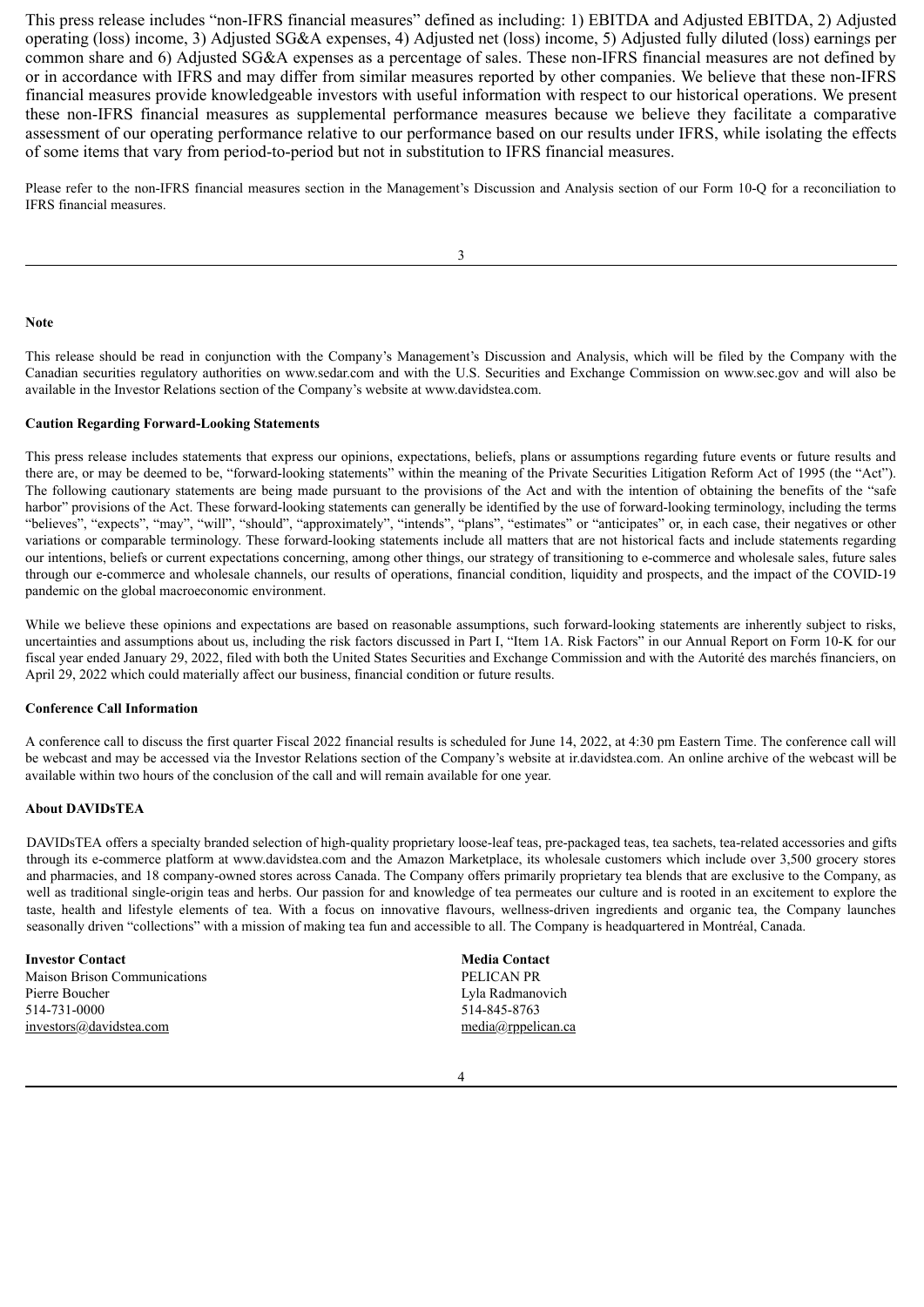This press release includes "non-IFRS financial measures" defined as including: 1) EBITDA and Adjusted EBITDA, 2) Adjusted operating (loss) income, 3) Adjusted SG&A expenses, 4) Adjusted net (loss) income, 5) Adjusted fully diluted (loss) earnings per common share and 6) Adjusted SG&A expenses as a percentage of sales. These non-IFRS financial measures are not defined by or in accordance with IFRS and may differ from similar measures reported by other companies. We believe that these non-IFRS financial measures provide knowledgeable investors with useful information with respect to our historical operations. We present these non-IFRS financial measures as supplemental performance measures because we believe they facilitate a comparative assessment of our operating performance relative to our performance based on our results under IFRS, while isolating the effects of some items that vary from period-to-period but not in substitution to IFRS financial measures.

Please refer to the non-IFRS financial measures section in the Management's Discussion and Analysis section of our Form 10-Q for a reconciliation to IFRS financial measures.

**Note**

This release should be read in conjunction with the Company's Management's Discussion and Analysis, which will be filed by the Company with the Canadian securities regulatory authorities on www.sedar.com and with the U.S. Securities and Exchange Commission on www.sec.gov and will also be available in the Investor Relations section of the Company's website at www.davidstea.com.

**Caution Regarding Forward-Looking Statements**

This press release includes statements that express our opinions, expectations, beliefs, plans or assumptions regarding future events or future results and there are, or may be deemed to be, "forward-looking statements" within the meaning of the Private Securities Litigation Reform Act of 1995 (the "Act"). The following cautionary statements are being made pursuant to the provisions of the Act and with the intention of obtaining the benefits of the "safe harbor" provisions of the Act. These forward-looking statements can generally be identified by the use of forward-looking terminology, including the terms "believes", "expects", "may", "will", "should", "approximately", "intends", "plans", "estimates" or "anticipates" or, in each case, their negatives or other variations or comparable terminology. These forward-looking statements include all matters that are not historical facts and include statements regarding our intentions, beliefs or current expectations concerning, among other things, our strategy of transitioning to e-commerce and wholesale sales, future sales through our e-commerce and wholesale channels, our results of operations, financial condition, liquidity and prospects, and the impact of the COVID-19 pandemic on the global macroeconomic environment.

While we believe these opinions and expectations are based on reasonable assumptions, such forward-looking statements are inherently subject to risks, uncertainties and assumptions about us, including the risk factors discussed in Part I, "Item 1A. Risk Factors" in our Annual Report on Form 10-K for our fiscal year ended January 29, 2022, filed with both the United States Securities and Exchange Commission and with the Autorité des marchés financiers, on April 29, 2022 which could materially affect our business, financial condition or future results.

**Conference Call Information**

A conference call to discuss the first quarter Fiscal 2022 financial results is scheduled for June 14, 2022, at 4:30 pm Eastern Time. The conference call will be webcast and may be accessed via the Investor Relations section of the Company's website at ir.davidstea.com. An online archive of the webcast will be available within two hours of the conclusion of the call and will remain available for one year.

**About DAVIDsTEA**

DAVIDsTEA offers a specialty branded selection of high-quality proprietary loose-leaf teas, pre-packaged teas, tea sachets, tea-related accessories and gifts through its e-commerce platform at www.davidstea.com and the Amazon Marketplace, its wholesale customers which include over 3,500 grocery stores and pharmacies, and 18 company-owned stores across Canada. The Company offers primarily proprietary tea blends that are exclusive to the Company, as well as traditional single-origin teas and herbs. Our passion for and knowledge of tea permeates our culture and is rooted in an excitement to explore the taste, health and lifestyle elements of tea. With a focus on innovative flavours, wellness-driven ingredients and organic tea, the Company launches seasonally driven "collections" with a mission of making tea fun and accessible to all. The Company is headquartered in Montréal, Canada.

**Investor Contact**
Maison Brison Communications
Pierre Boucher
514-731-0000
investors@davidstea.com

**Media Contact**
PELICAN PR
Lyla Radmanovich
514-845-8763
media@rppelican.ca